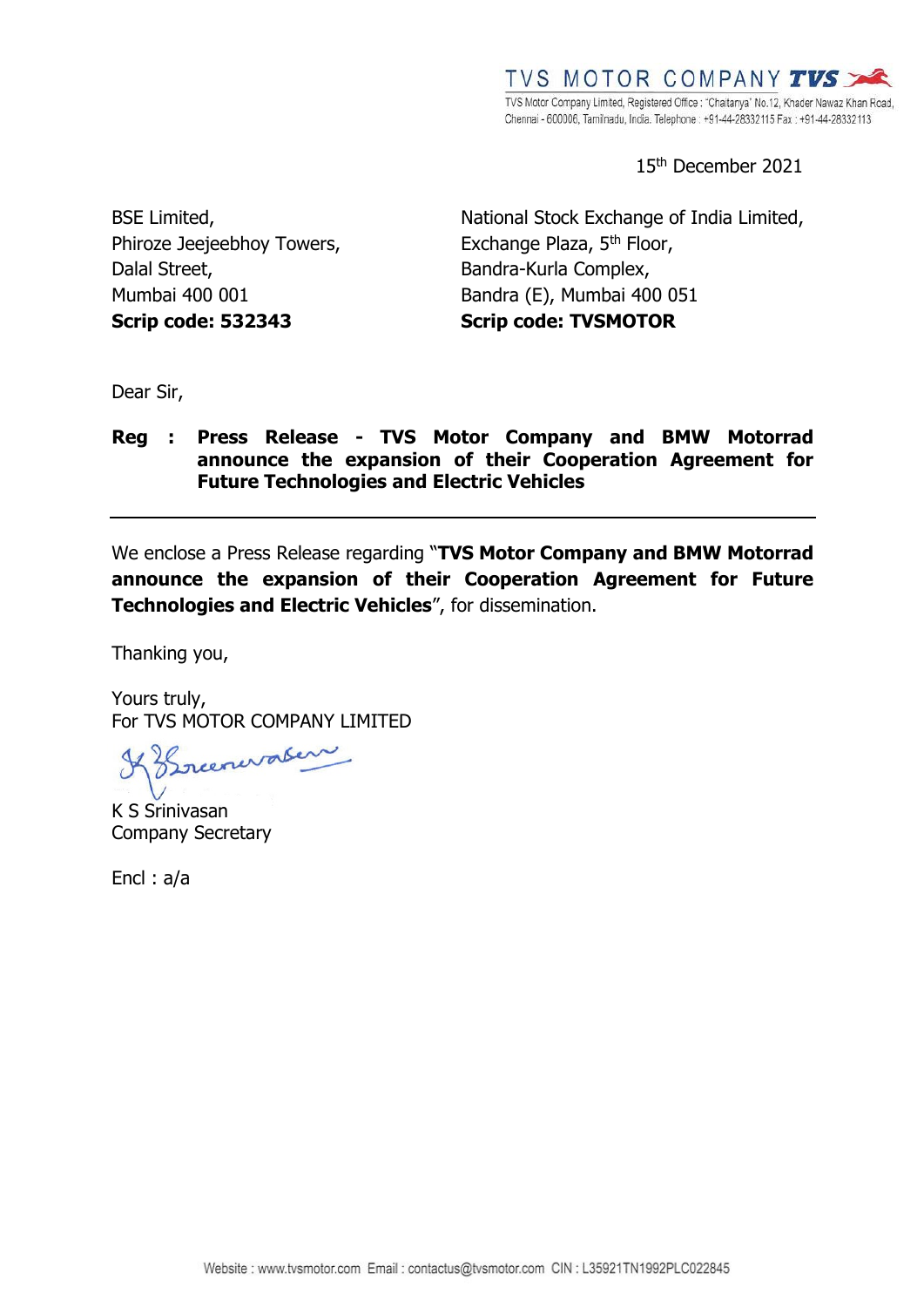TVS MOTOR COMPANY

TVS Motor Company Limited, Registered Office : "Chaitanya" No.12, Khader Nawaz Khan Road, Chennai - 600006, Tamilnadu, India. Telephone : +91-44-28332115 Fax : +91-44-28332113

15th December 2021

BSE Limited,
Phiroze Jeejeebhoy Towers,
Dalal Street,
Mumbai 400 001
**Scrip code: 532343**

National Stock Exchange of India Limited,
Exchange Plaza, 5th Floor,
Bandra-Kurla Complex,
Bandra (E), Mumbai 400 051
**Scrip code: TVSMOTOR**

Dear Sir,

**Reg : Press Release - TVS Motor Company and BMW Motorrad announce the expansion of their Cooperation Agreement for Future Technologies and Electric Vehicles**

---

We enclose a Press Release regarding "**TVS Motor Company and BMW Motorrad announce the expansion of their Cooperation Agreement for Future Technologies and Electric Vehicles**", for dissemination.

Thanking you,

Yours truly,
For TVS MOTOR COMPANY LIMITED

K S Srinivasan
Company Secretary

Encl : a/a

Website : www.tvsmotor.com Email : contactus@tvsmotor.com CIN : L35921TN1992PLC022845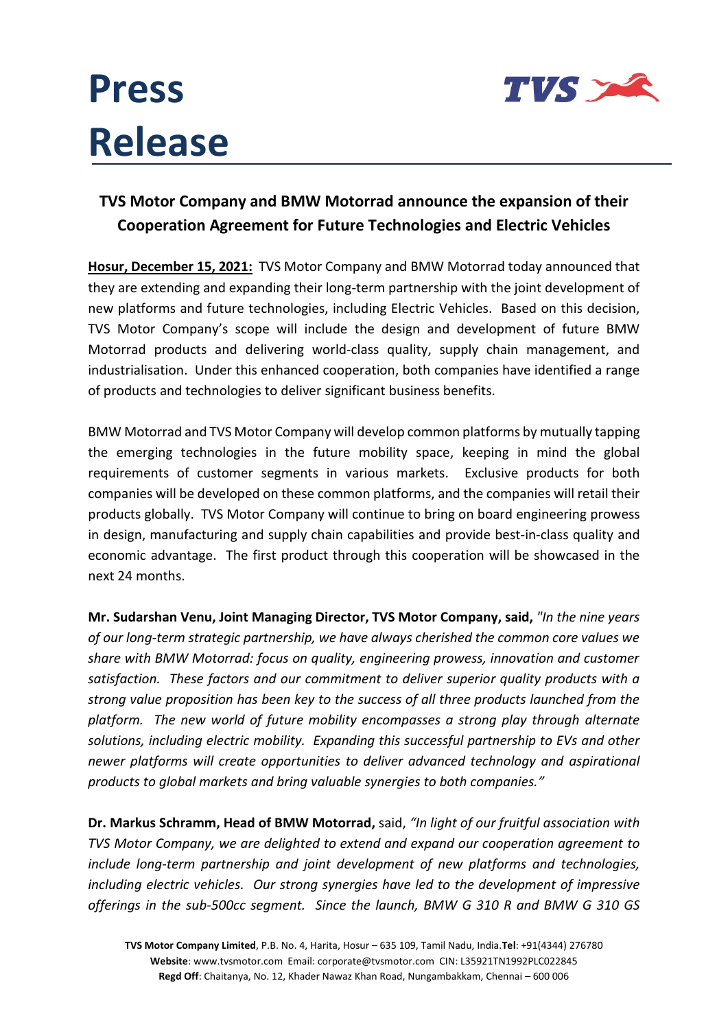# Press Release

## TVS Motor Company and BMW Motorrad announce the expansion of their Cooperation Agreement for Future Technologies and Electric Vehicles

**Hosur, December 15, 2021:** TVS Motor Company and BMW Motorrad today announced that they are extending and expanding their long-term partnership with the joint development of new platforms and future technologies, including Electric Vehicles. Based on this decision, TVS Motor Company's scope will include the design and development of future BMW Motorrad products and delivering world-class quality, supply chain management, and industrialisation. Under this enhanced cooperation, both companies have identified a range of products and technologies to deliver significant business benefits.

BMW Motorrad and TVS Motor Company will develop common platforms by mutually tapping the emerging technologies in the future mobility space, keeping in mind the global requirements of customer segments in various markets. Exclusive products for both companies will be developed on these common platforms, and the companies will retail their products globally. TVS Motor Company will continue to bring on board engineering prowess in design, manufacturing and supply chain capabilities and provide best-in-class quality and economic advantage. The first product through this cooperation will be showcased in the next 24 months.

**Mr. Sudarshan Venu, Joint Managing Director, TVS Motor Company, said,** *"In the nine years of our long-term strategic partnership, we have always cherished the common core values we share with BMW Motorrad: focus on quality, engineering prowess, innovation and customer satisfaction. These factors and our commitment to deliver superior quality products with a strong value proposition has been key to the success of all three products launched from the platform. The new world of future mobility encompasses a strong play through alternate solutions, including electric mobility. Expanding this successful partnership to EVs and other newer platforms will create opportunities to deliver advanced technology and aspirational products to global markets and bring valuable synergies to both companies."*

**Dr. Markus Schramm, Head of BMW Motorrad,** said, *"In light of our fruitful association with TVS Motor Company, we are delighted to extend and expand our cooperation agreement to include long-term partnership and joint development of new platforms and technologies, including electric vehicles. Our strong synergies have led to the development of impressive offerings in the sub-500cc segment. Since the launch, BMW G 310 R and BMW G 310 GS*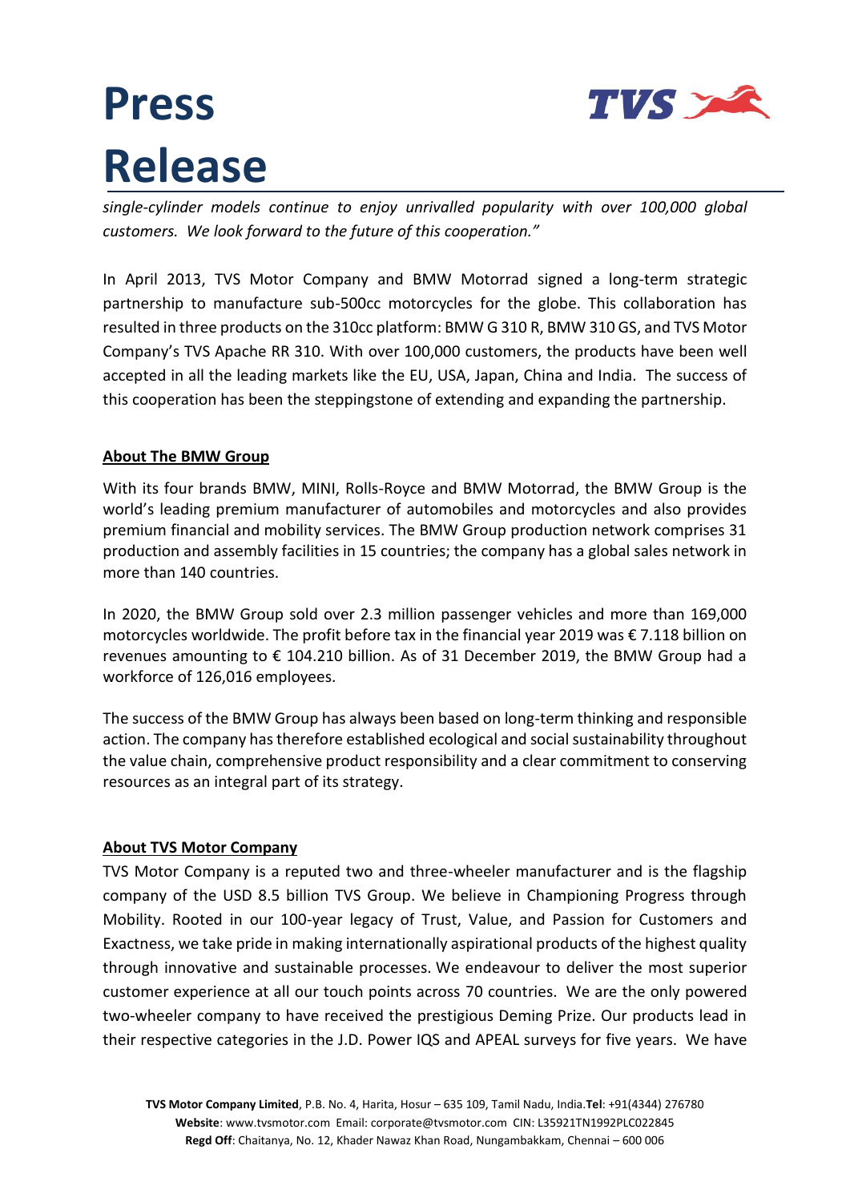*single-cylinder models continue to enjoy unrivalled popularity with over 100,000 global customers. We look forward to the future of this cooperation."*

In April 2013, TVS Motor Company and BMW Motorrad signed a long-term strategic partnership to manufacture sub-500cc motorcycles for the globe. This collaboration has resulted in three products on the 310cc platform: BMW G 310 R, BMW 310 GS, and TVS Motor Company's TVS Apache RR 310. With over 100,000 customers, the products have been well accepted in all the leading markets like the EU, USA, Japan, China and India. The success of this cooperation has been the steppingstone of extending and expanding the partnership.

**About The BMW Group**

With its four brands BMW, MINI, Rolls-Royce and BMW Motorrad, the BMW Group is the world's leading premium manufacturer of automobiles and motorcycles and also provides premium financial and mobility services. The BMW Group production network comprises 31 production and assembly facilities in 15 countries; the company has a global sales network in more than 140 countries.

In 2020, the BMW Group sold over 2.3 million passenger vehicles and more than 169,000 motorcycles worldwide. The profit before tax in the financial year 2019 was € 7.118 billion on revenues amounting to € 104.210 billion. As of 31 December 2019, the BMW Group had a workforce of 126,016 employees.

The success of the BMW Group has always been based on long-term thinking and responsible action. The company has therefore established ecological and social sustainability throughout the value chain, comprehensive product responsibility and a clear commitment to conserving resources as an integral part of its strategy.

**About TVS Motor Company**

TVS Motor Company is a reputed two and three-wheeler manufacturer and is the flagship company of the USD 8.5 billion TVS Group. We believe in Championing Progress through Mobility. Rooted in our 100-year legacy of Trust, Value, and Passion for Customers and Exactness, we take pride in making internationally aspirational products of the highest quality through innovative and sustainable processes. We endeavour to deliver the most superior customer experience at all our touch points across 70 countries. We are the only powered two-wheeler company to have received the prestigious Deming Prize. Our products lead in their respective categories in the J.D. Power IQS and APEAL surveys for five years. We have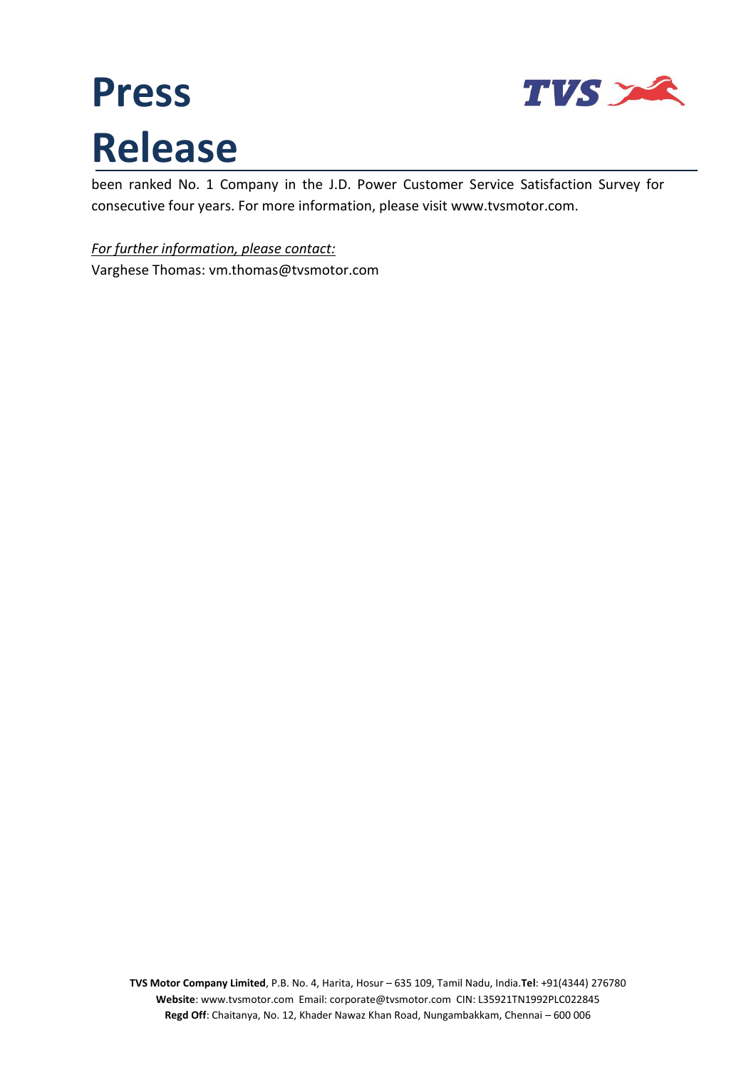been ranked No. 1 Company in the J.D. Power Customer Service Satisfaction Survey for consecutive four years. For more information, please visit www.tvsmotor.com.

*For further information, please contact:*

Varghese Thomas: vm.thomas@tvsmotor.com